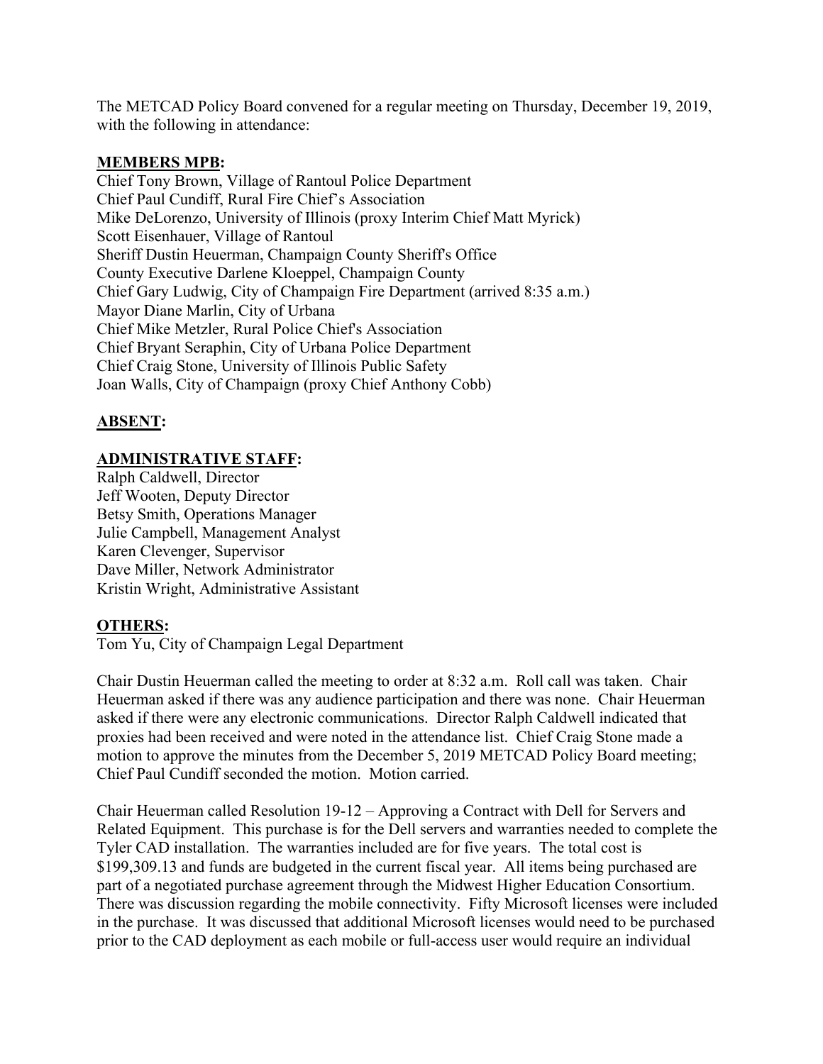The METCAD Policy Board convened for a regular meeting on Thursday, December 19, 2019, with the following in attendance:

**MEMBERS MPB:**

Chief Tony Brown, Village of Rantoul Police Department
Chief Paul Cundiff, Rural Fire Chief's Association
Mike DeLorenzo, University of Illinois (proxy Interim Chief Matt Myrick)
Scott Eisenhauer, Village of Rantoul
Sheriff Dustin Heuerman, Champaign County Sheriff's Office
County Executive Darlene Kloeppel, Champaign County
Chief Gary Ludwig, City of Champaign Fire Department (arrived 8:35 a.m.)
Mayor Diane Marlin, City of Urbana
Chief Mike Metzler, Rural Police Chief's Association
Chief Bryant Seraphin, City of Urbana Police Department
Chief Craig Stone, University of Illinois Public Safety
Joan Walls, City of Champaign (proxy Chief Anthony Cobb)

**ABSENT:**

**ADMINISTRATIVE STAFF:**

Ralph Caldwell, Director
Jeff Wooten, Deputy Director
Betsy Smith, Operations Manager
Julie Campbell, Management Analyst
Karen Clevenger, Supervisor
Dave Miller, Network Administrator
Kristin Wright, Administrative Assistant

**OTHERS:**

Tom Yu, City of Champaign Legal Department

Chair Dustin Heuerman called the meeting to order at 8:32 a.m. Roll call was taken. Chair Heuerman asked if there was any audience participation and there was none. Chair Heuerman asked if there were any electronic communications. Director Ralph Caldwell indicated that proxies had been received and were noted in the attendance list. Chief Craig Stone made a motion to approve the minutes from the December 5, 2019 METCAD Policy Board meeting; Chief Paul Cundiff seconded the motion. Motion carried.

Chair Heuerman called Resolution 19-12 – Approving a Contract with Dell for Servers and Related Equipment. This purchase is for the Dell servers and warranties needed to complete the Tyler CAD installation. The warranties included are for five years. The total cost is $199,309.13 and funds are budgeted in the current fiscal year. All items being purchased are part of a negotiated purchase agreement through the Midwest Higher Education Consortium. There was discussion regarding the mobile connectivity. Fifty Microsoft licenses were included in the purchase. It was discussed that additional Microsoft licenses would need to be purchased prior to the CAD deployment as each mobile or full-access user would require an individual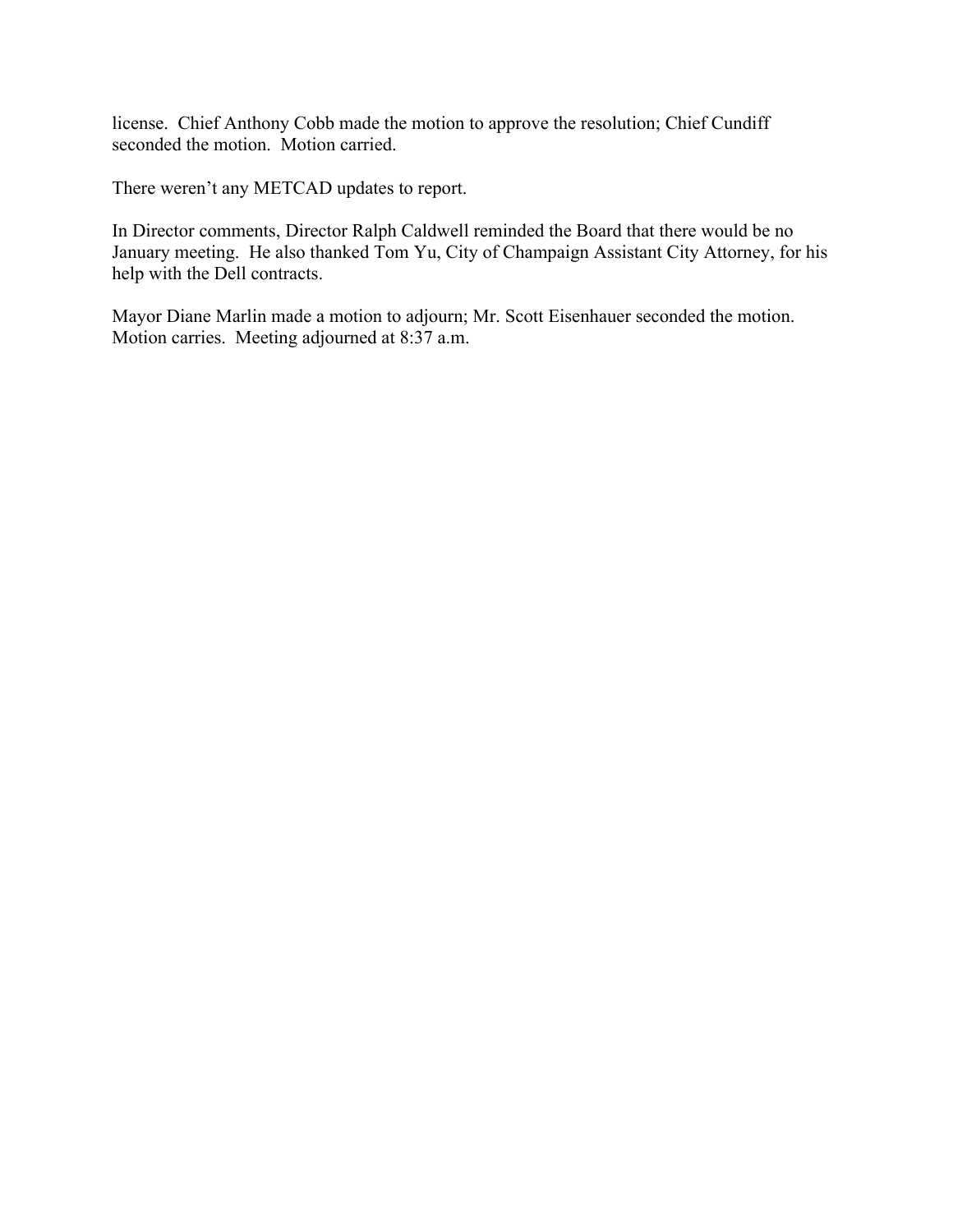license. Chief Anthony Cobb made the motion to approve the resolution; Chief Cundiff seconded the motion. Motion carried.

There weren't any METCAD updates to report.

In Director comments, Director Ralph Caldwell reminded the Board that there would be no January meeting. He also thanked Tom Yu, City of Champaign Assistant City Attorney, for his help with the Dell contracts.

Mayor Diane Marlin made a motion to adjourn; Mr. Scott Eisenhauer seconded the motion. Motion carries. Meeting adjourned at 8:37 a.m.